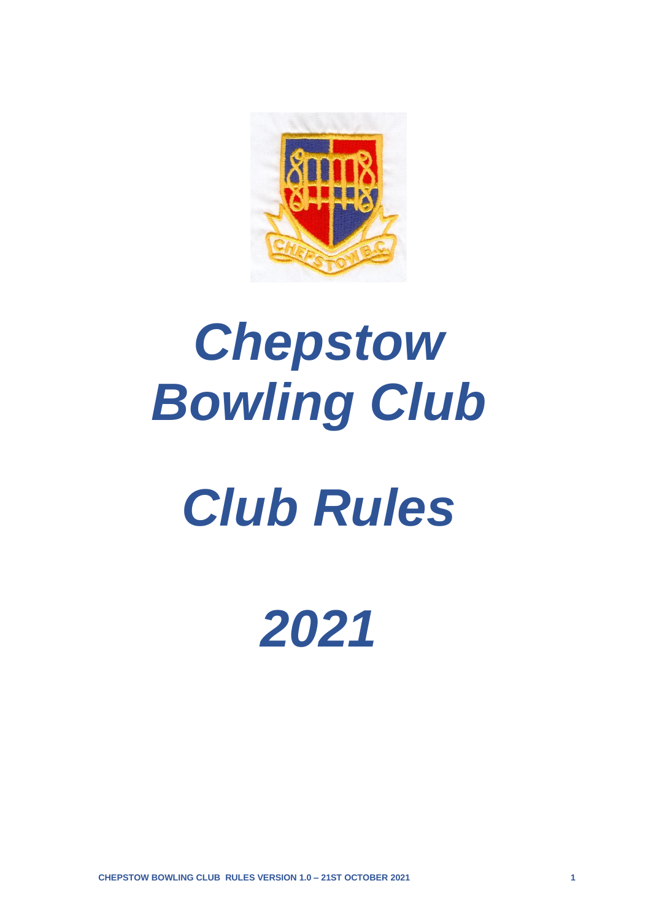# *Chepstow Bowling Club*

# *Club Rules*

# *2021*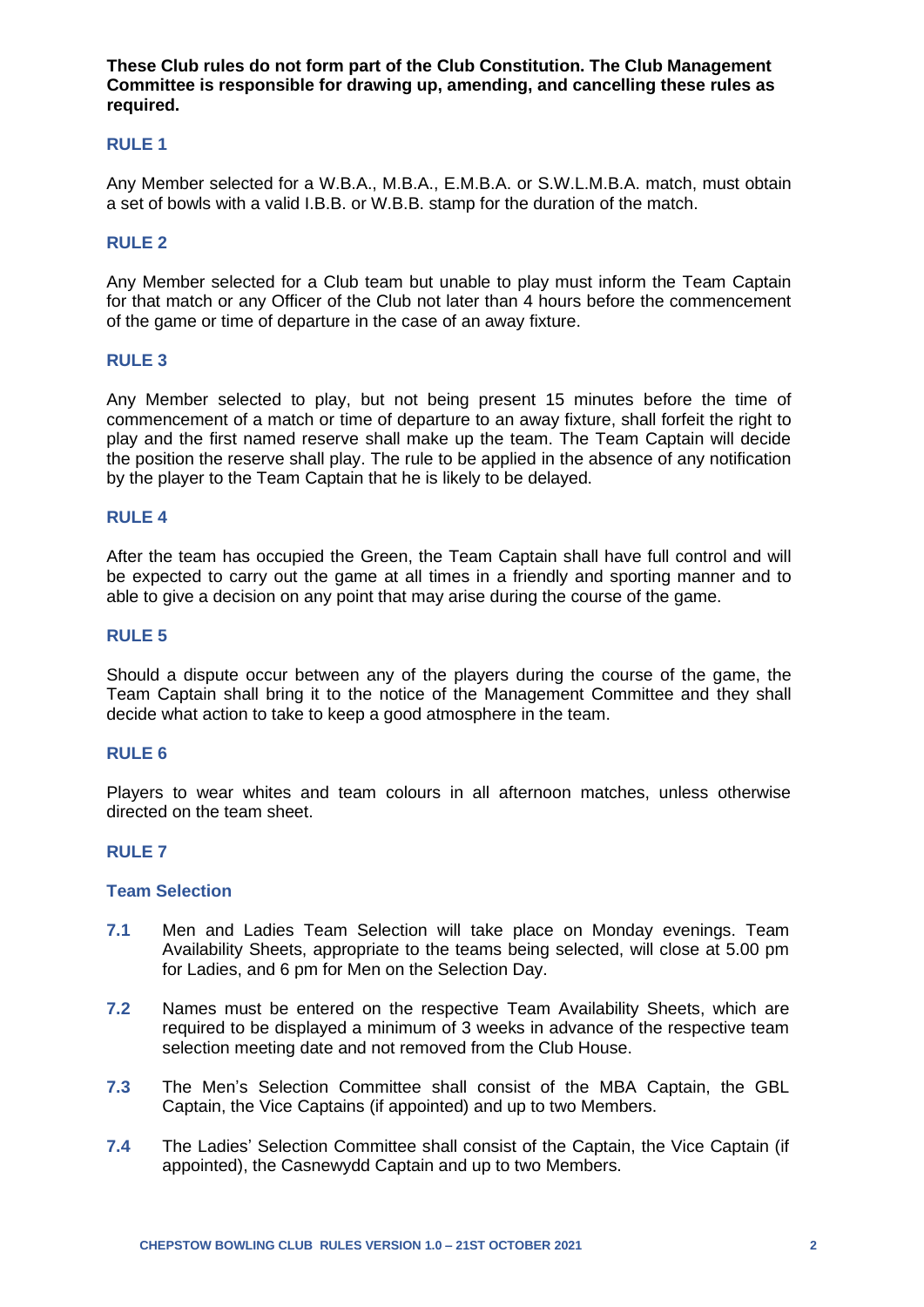**These Club rules do not form part of the Club Constitution. The Club Management Committee is responsible for drawing up, amending, and cancelling these rules as required.**

## RULE 1

Any Member selected for a W.B.A., M.B.A., E.M.B.A. or S.W.L.M.B.A. match, must obtain a set of bowls with a valid I.B.B. or W.B.B. stamp for the duration of the match.

## RULE 2

Any Member selected for a Club team but unable to play must inform the Team Captain for that match or any Officer of the Club not later than 4 hours before the commencement of the game or time of departure in the case of an away fixture.

## RULE 3

Any Member selected to play, but not being present 15 minutes before the time of commencement of a match or time of departure to an away fixture, shall forfeit the right to play and the first named reserve shall make up the team. The Team Captain will decide the position the reserve shall play. The rule to be applied in the absence of any notification by the player to the Team Captain that he is likely to be delayed.

## RULE 4

After the team has occupied the Green, the Team Captain shall have full control and will be expected to carry out the game at all times in a friendly and sporting manner and to able to give a decision on any point that may arise during the course of the game.

## RULE 5

Should a dispute occur between any of the players during the course of the game, the Team Captain shall bring it to the notice of the Management Committee and they shall decide what action to take to keep a good atmosphere in the team.

## RULE 6

Players to wear whites and team colours in all afternoon matches, unless otherwise directed on the team sheet.

## RULE 7

### Team Selection

**7.1** Men and Ladies Team Selection will take place on Monday evenings. Team Availability Sheets, appropriate to the teams being selected, will close at 5.00 pm for Ladies, and 6 pm for Men on the Selection Day.

**7.2** Names must be entered on the respective Team Availability Sheets, which are required to be displayed a minimum of 3 weeks in advance of the respective team selection meeting date and not removed from the Club House.

**7.3** The Men's Selection Committee shall consist of the MBA Captain, the GBL Captain, the Vice Captains (if appointed) and up to two Members.

**7.4** The Ladies' Selection Committee shall consist of the Captain, the Vice Captain (if appointed), the Casnewydd Captain and up to two Members.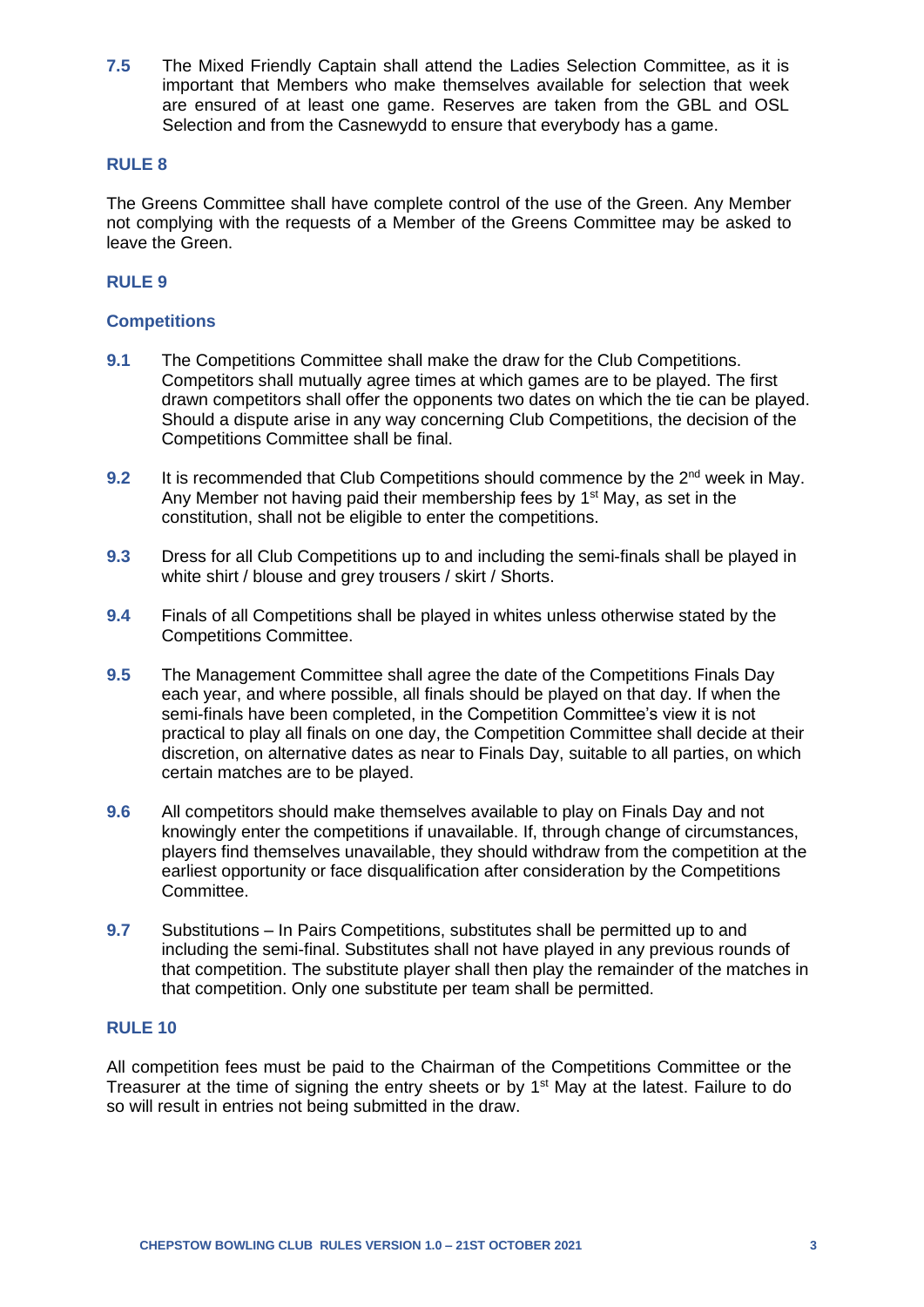**7.5** The Mixed Friendly Captain shall attend the Ladies Selection Committee, as it is important that Members who make themselves available for selection that week are ensured of at least one game. Reserves are taken from the GBL and OSL Selection and from the Casnewydd to ensure that everybody has a game.

## RULE 8

The Greens Committee shall have complete control of the use of the Green. Any Member not complying with the requests of a Member of the Greens Committee may be asked to leave the Green.

## RULE 9

### Competitions

**9.1** The Competitions Committee shall make the draw for the Club Competitions. Competitors shall mutually agree times at which games are to be played. The first drawn competitors shall offer the opponents two dates on which the tie can be played. Should a dispute arise in any way concerning Club Competitions, the decision of the Competitions Committee shall be final.

**9.2** It is recommended that Club Competitions should commence by the 2nd week in May. Any Member not having paid their membership fees by 1st May, as set in the constitution, shall not be eligible to enter the competitions.

**9.3** Dress for all Club Competitions up to and including the semi-finals shall be played in white shirt / blouse and grey trousers / skirt / Shorts.

**9.4** Finals of all Competitions shall be played in whites unless otherwise stated by the Competitions Committee.

**9.5** The Management Committee shall agree the date of the Competitions Finals Day each year, and where possible, all finals should be played on that day. If when the semi-finals have been completed, in the Competition Committee's view it is not practical to play all finals on one day, the Competition Committee shall decide at their discretion, on alternative dates as near to Finals Day, suitable to all parties, on which certain matches are to be played.

**9.6** All competitors should make themselves available to play on Finals Day and not knowingly enter the competitions if unavailable. If, through change of circumstances, players find themselves unavailable, they should withdraw from the competition at the earliest opportunity or face disqualification after consideration by the Competitions Committee.

**9.7** Substitutions – In Pairs Competitions, substitutes shall be permitted up to and including the semi-final. Substitutes shall not have played in any previous rounds of that competition. The substitute player shall then play the remainder of the matches in that competition. Only one substitute per team shall be permitted.

## RULE 10

All competition fees must be paid to the Chairman of the Competitions Committee or the Treasurer at the time of signing the entry sheets or by 1st May at the latest. Failure to do so will result in entries not being submitted in the draw.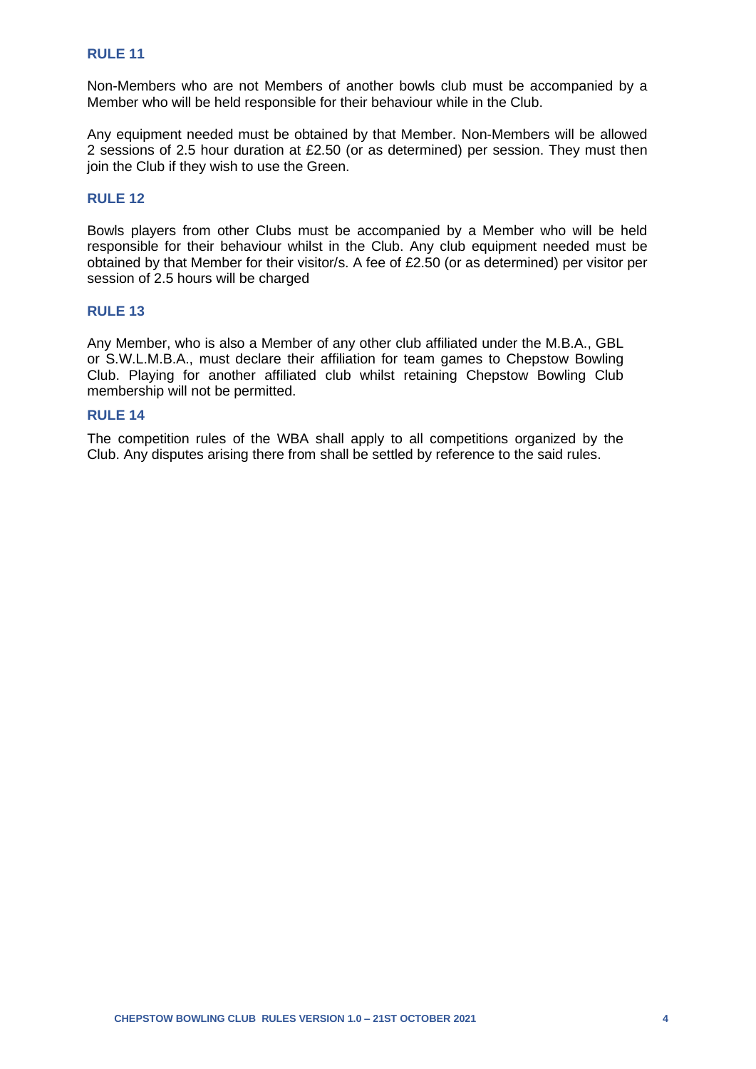## RULE 11

Non-Members who are not Members of another bowls club must be accompanied by a Member who will be held responsible for their behaviour while in the Club.

Any equipment needed must be obtained by that Member. Non-Members will be allowed 2 sessions of 2.5 hour duration at £2.50 (or as determined) per session. They must then join the Club if they wish to use the Green.

## RULE 12

Bowls players from other Clubs must be accompanied by a Member who will be held responsible for their behaviour whilst in the Club. Any club equipment needed must be obtained by that Member for their visitor/s. A fee of £2.50 (or as determined) per visitor per session of 2.5 hours will be charged

## RULE 13

Any Member, who is also a Member of any other club affiliated under the M.B.A., GBL or S.W.L.M.B.A., must declare their affiliation for team games to Chepstow Bowling Club. Playing for another affiliated club whilst retaining Chepstow Bowling Club membership will not be permitted.

## RULE 14

The competition rules of the WBA shall apply to all competitions organized by the Club. Any disputes arising there from shall be settled by reference to the said rules.